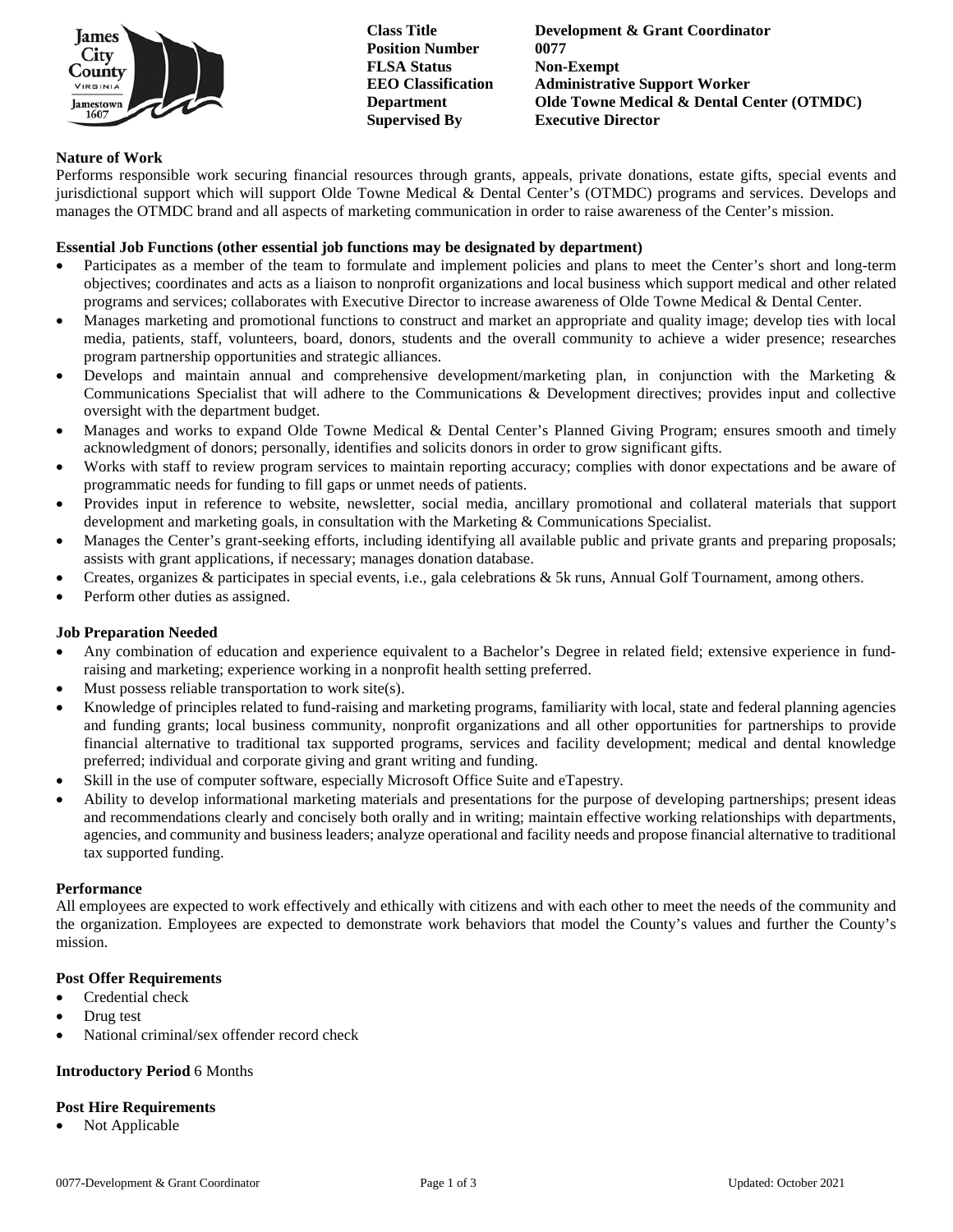| | |
|---|---|
| **Class Title** | **Development & Grant Coordinator** |
| **Position Number** | **0077** |
| **FLSA Status** | **Non-Exempt** |
| **EEO Classification** | **Administrative Support Worker** |
| **Department** | **Olde Towne Medical & Dental Center (OTMDC)** |
| **Supervised By** | **Executive Director** |

**Nature of Work**

Performs responsible work securing financial resources through grants, appeals, private donations, estate gifts, special events and jurisdictional support which will support Olde Towne Medical & Dental Center's (OTMDC) programs and services. Develops and manages the OTMDC brand and all aspects of marketing communication in order to raise awareness of the Center's mission.

**Essential Job Functions (other essential job functions may be designated by department)**

- Participates as a member of the team to formulate and implement policies and plans to meet the Center's short and long-term objectives; coordinates and acts as a liaison to nonprofit organizations and local business which support medical and other related programs and services; collaborates with Executive Director to increase awareness of Olde Towne Medical & Dental Center.
- Manages marketing and promotional functions to construct and market an appropriate and quality image; develop ties with local media, patients, staff, volunteers, board, donors, students and the overall community to achieve a wider presence; researches program partnership opportunities and strategic alliances.
- Develops and maintain annual and comprehensive development/marketing plan, in conjunction with the Marketing & Communications Specialist that will adhere to the Communications & Development directives; provides input and collective oversight with the department budget.
- Manages and works to expand Olde Towne Medical & Dental Center's Planned Giving Program; ensures smooth and timely acknowledgment of donors; personally, identifies and solicits donors in order to grow significant gifts.
- Works with staff to review program services to maintain reporting accuracy; complies with donor expectations and be aware of programmatic needs for funding to fill gaps or unmet needs of patients.
- Provides input in reference to website, newsletter, social media, ancillary promotional and collateral materials that support development and marketing goals, in consultation with the Marketing & Communications Specialist.
- Manages the Center's grant-seeking efforts, including identifying all available public and private grants and preparing proposals; assists with grant applications, if necessary; manages donation database.
- Creates, organizes & participates in special events, i.e., gala celebrations & 5k runs, Annual Golf Tournament, among others.
- Perform other duties as assigned.

**Job Preparation Needed**

- Any combination of education and experience equivalent to a Bachelor's Degree in related field; extensive experience in fund-raising and marketing; experience working in a nonprofit health setting preferred.
- Must possess reliable transportation to work site(s).
- Knowledge of principles related to fund-raising and marketing programs, familiarity with local, state and federal planning agencies and funding grants; local business community, nonprofit organizations and all other opportunities for partnerships to provide financial alternative to traditional tax supported programs, services and facility development; medical and dental knowledge preferred; individual and corporate giving and grant writing and funding.
- Skill in the use of computer software, especially Microsoft Office Suite and eTapestry.
- Ability to develop informational marketing materials and presentations for the purpose of developing partnerships; present ideas and recommendations clearly and concisely both orally and in writing; maintain effective working relationships with departments, agencies, and community and business leaders; analyze operational and facility needs and propose financial alternative to traditional tax supported funding.

**Performance**

All employees are expected to work effectively and ethically with citizens and with each other to meet the needs of the community and the organization. Employees are expected to demonstrate work behaviors that model the County's values and further the County's mission.

**Post Offer Requirements**

- Credential check
- Drug test
- National criminal/sex offender record check

**Introductory Period** 6 Months

**Post Hire Requirements**

- Not Applicable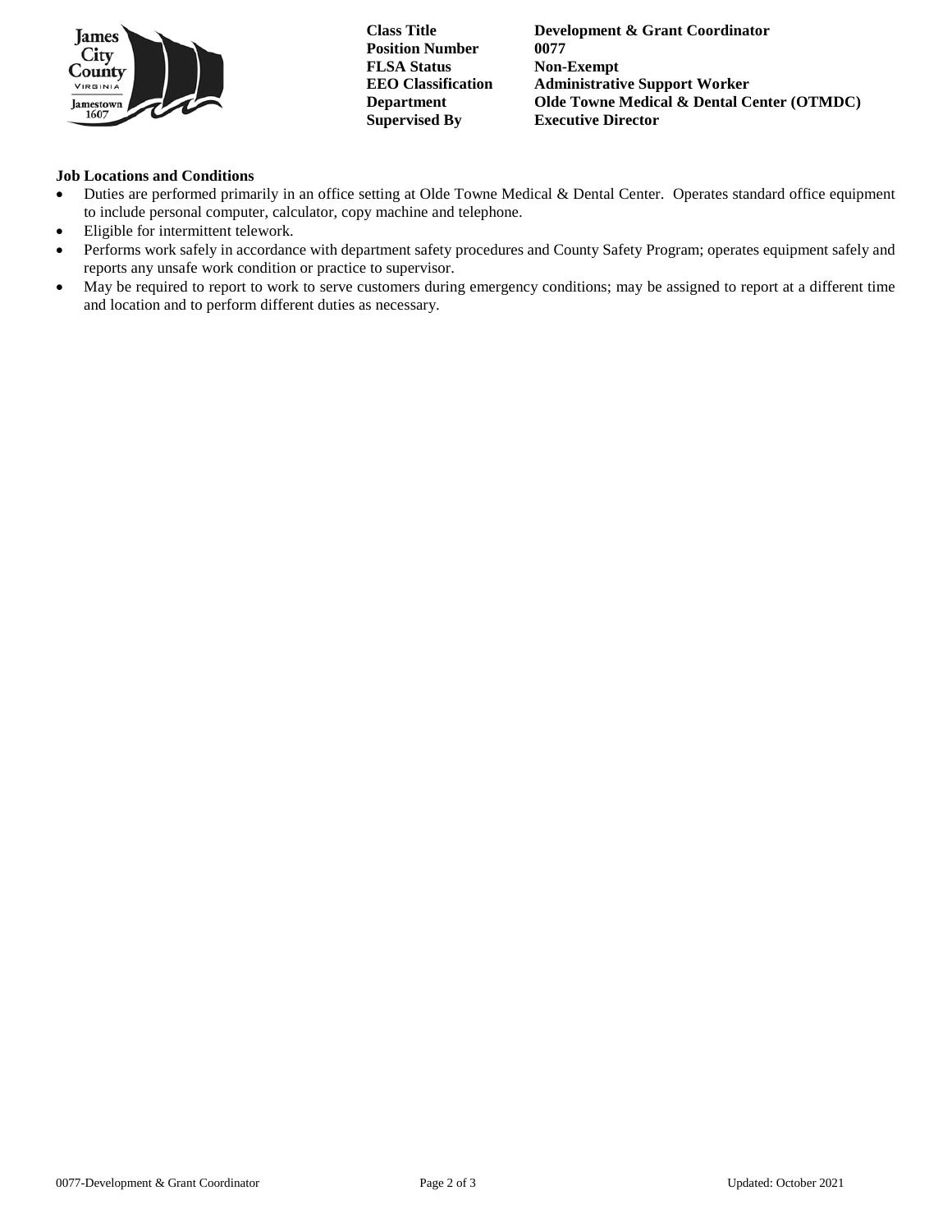| | |
|---|---|
| **Class Title** | **Development & Grant Coordinator** |
| **Position Number** | **0077** |
| **FLSA Status** | **Non-Exempt** |
| **EEO Classification** | **Administrative Support Worker** |
| **Department** | **Olde Towne Medical & Dental Center (OTMDC)** |
| **Supervised By** | **Executive Director** |

**Job Locations and Conditions**

- Duties are performed primarily in an office setting at Olde Towne Medical & Dental Center. Operates standard office equipment to include personal computer, calculator, copy machine and telephone.
- Eligible for intermittent telework.
- Performs work safely in accordance with department safety procedures and County Safety Program; operates equipment safely and reports any unsafe work condition or practice to supervisor.
- May be required to report to work to serve customers during emergency conditions; may be assigned to report at a different time and location and to perform different duties as necessary.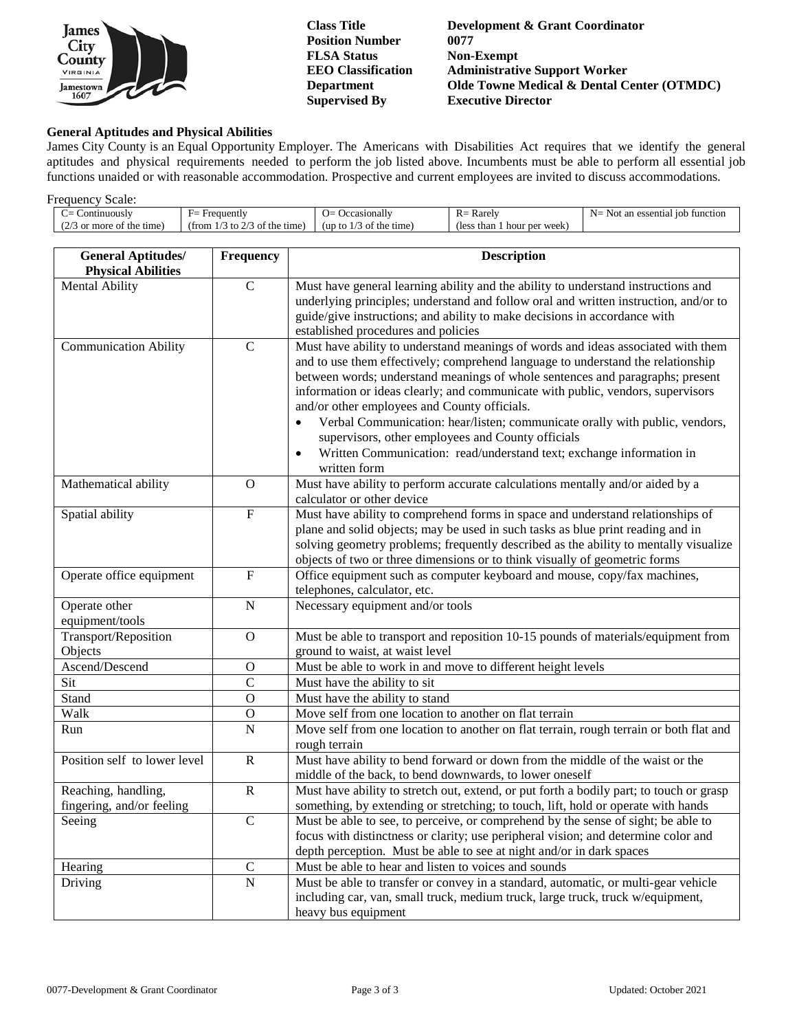| | |
|---|---|
| **Class Title** | **Development & Grant Coordinator** |
| **Position Number** | **0077** |
| **FLSA Status** | **Non-Exempt** |
| **EEO Classification** | **Administrative Support Worker** |
| **Department** | **Olde Towne Medical & Dental Center (OTMDC)** |
| **Supervised By** | **Executive Director** |

**General Aptitudes and Physical Abilities**

James City County is an Equal Opportunity Employer. The Americans with Disabilities Act requires that we identify the general aptitudes and physical requirements needed to perform the job listed above. Incumbents must be able to perform all essential job functions unaided or with reasonable accommodation. Prospective and current employees are invited to discuss accommodations.

Frequency Scale:

| | | | | |
|---|---|---|---|---|
| C= Continuously (2/3 or more of the time) | F= Frequently (from 1/3 to 2/3 of the time) | O= Occasionally (up to 1/3 of the time) | R= Rarely (less than 1 hour per week) | N= Not an essential job function |

| General Aptitudes/ Physical Abilities | Frequency | Description |
|---|---|---|
| Mental Ability | C | Must have general learning ability and the ability to understand instructions and underlying principles; understand and follow oral and written instruction, and/or to guide/give instructions; and ability to make decisions in accordance with established procedures and policies |
| Communication Ability | C | Must have ability to understand meanings of words and ideas associated with them and to use them effectively; comprehend language to understand the relationship between words; understand meanings of whole sentences and paragraphs; present information or ideas clearly; and communicate with public, vendors, supervisors and/or other employees and County officials.<br>• Verbal Communication: hear/listen; communicate orally with public, vendors, supervisors, other employees and County officials<br>• Written Communication: read/understand text; exchange information in written form |
| Mathematical ability | O | Must have ability to perform accurate calculations mentally and/or aided by a calculator or other device |
| Spatial ability | F | Must have ability to comprehend forms in space and understand relationships of plane and solid objects; may be used in such tasks as blue print reading and in solving geometry problems; frequently described as the ability to mentally visualize objects of two or three dimensions or to think visually of geometric forms |
| Operate office equipment | F | Office equipment such as computer keyboard and mouse, copy/fax machines, telephones, calculator, etc. |
| Operate other equipment/tools | N | Necessary equipment and/or tools |
| Transport/Reposition Objects | O | Must be able to transport and reposition 10-15 pounds of materials/equipment from ground to waist, at waist level |
| Ascend/Descend | O | Must be able to work in and move to different height levels |
| Sit | C | Must have the ability to sit |
| Stand | O | Must have the ability to stand |
| Walk | O | Move self from one location to another on flat terrain |
| Run | N | Move self from one location to another on flat terrain, rough terrain or both flat and rough terrain |
| Position self to lower level | R | Must have ability to bend forward or down from the middle of the waist or the middle of the back, to bend downwards, to lower oneself |
| Reaching, handling, fingering, and/or feeling | R | Must have ability to stretch out, extend, or put forth a bodily part; to touch or grasp something, by extending or stretching; to touch, lift, hold or operate with hands |
| Seeing | C | Must be able to see, to perceive, or comprehend by the sense of sight; be able to focus with distinctness or clarity; use peripheral vision; and determine color and depth perception. Must be able to see at night and/or in dark spaces |
| Hearing | C | Must be able to hear and listen to voices and sounds |
| Driving | N | Must be able to transfer or convey in a standard, automatic, or multi-gear vehicle including car, van, small truck, medium truck, large truck, truck w/equipment, heavy bus equipment |